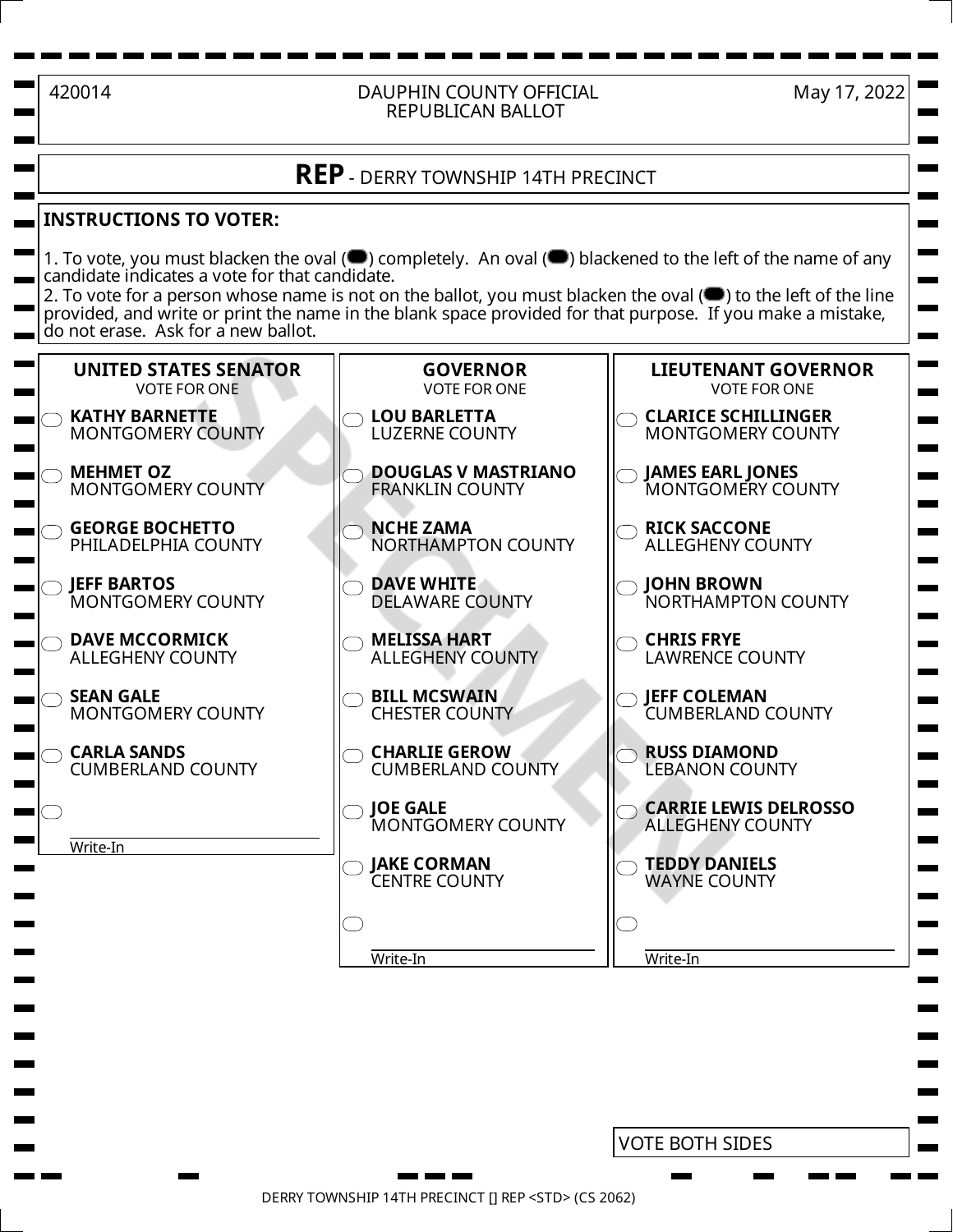420014

DAUPHIN COUNTY OFFICIAL
REPUBLICAN BALLOT

May 17, 2022

# REP - DERRY TOWNSHIP 14TH PRECINCT

**INSTRUCTIONS TO VOTER:**

1. To vote, you must blacken the oval (⬬) completely. An oval (⬬) blackened to the left of the name of any candidate indicates a vote for that candidate.
2. To vote for a person whose name is not on the ballot, you must blacken the oval (⬬) to the left of the line provided, and write or print the name in the blank space provided for that purpose. If you make a mistake, do not erase. Ask for a new ballot.

## UNITED STATES SENATOR
VOTE FOR ONE

- **KATHY BARNETTE** MONTGOMERY COUNTY
- **MEHMET OZ** MONTGOMERY COUNTY
- **GEORGE BOCHETTO** PHILADELPHIA COUNTY
- **JEFF BARTOS** MONTGOMERY COUNTY
- **DAVE MCCORMICK** ALLEGHENY COUNTY
- **SEAN GALE** MONTGOMERY COUNTY
- **CARLA SANDS** CUMBERLAND COUNTY
- Write-In

## GOVERNOR
VOTE FOR ONE

- **LOU BARLETTA** LUZERNE COUNTY
- **DOUGLAS V MASTRIANO** FRANKLIN COUNTY
- **NCHE ZAMA** NORTHAMPTON COUNTY
- **DAVE WHITE** DELAWARE COUNTY
- **MELISSA HART** ALLEGHENY COUNTY
- **BILL MCSWAIN** CHESTER COUNTY
- **CHARLIE GEROW** CUMBERLAND COUNTY
- **JOE GALE** MONTGOMERY COUNTY
- **JAKE CORMAN** CENTRE COUNTY
- Write-In

## LIEUTENANT GOVERNOR
VOTE FOR ONE

- **CLARICE SCHILLINGER** MONTGOMERY COUNTY
- **JAMES EARL JONES** MONTGOMERY COUNTY
- **RICK SACCONE** ALLEGHENY COUNTY
- **JOHN BROWN** NORTHAMPTON COUNTY
- **CHRIS FRYE** LAWRENCE COUNTY
- **JEFF COLEMAN** CUMBERLAND COUNTY
- **RUSS DIAMOND** LEBANON COUNTY
- **CARRIE LEWIS DELROSSO** ALLEGHENY COUNTY
- **TEDDY DANIELS** WAYNE COUNTY
- Write-In

VOTE BOTH SIDES

DERRY TOWNSHIP 14TH PRECINCT [] REP <STD> (CS 2062)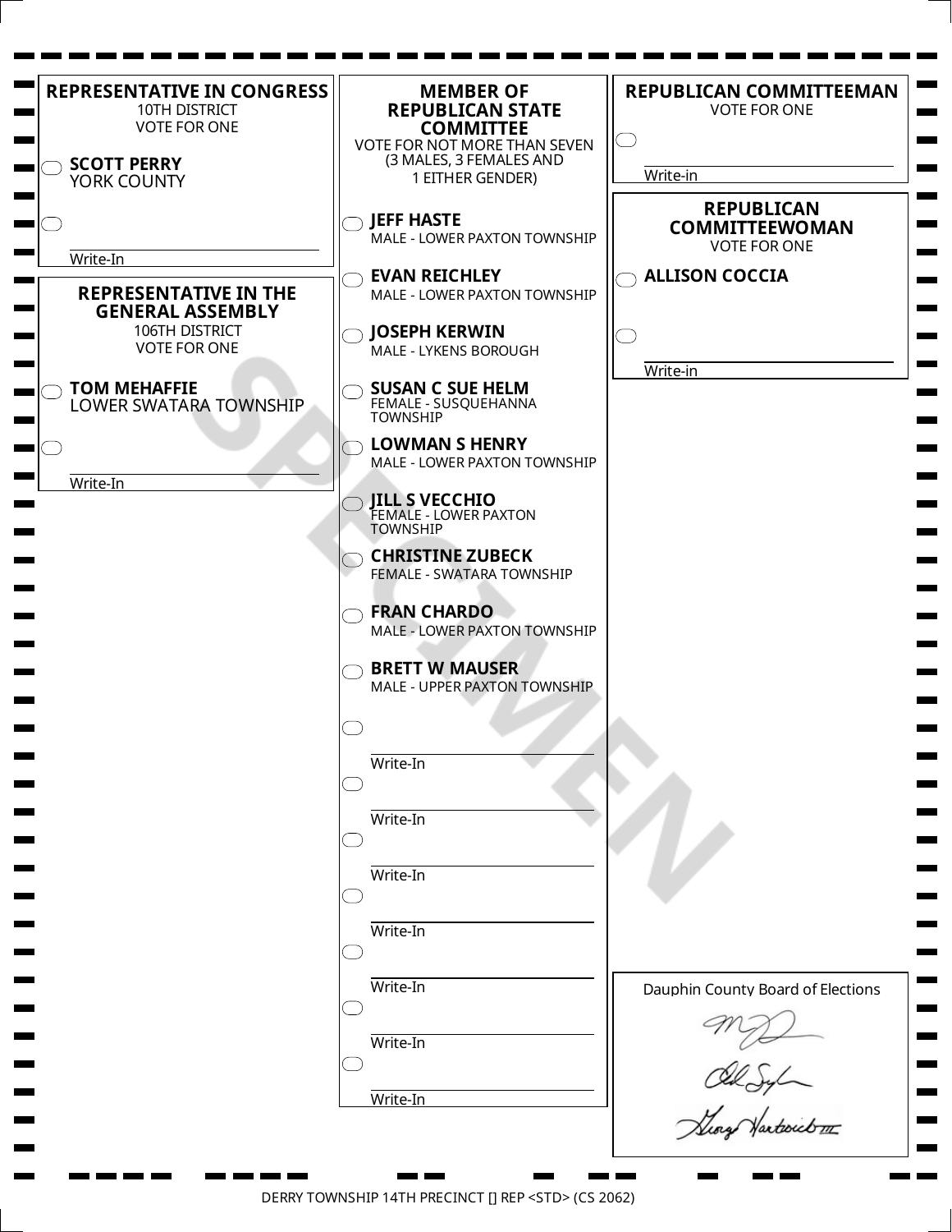## REPRESENTATIVE IN CONGRESS
10TH DISTRICT
VOTE FOR ONE

- **SCOTT PERRY**
  YORK COUNTY
- Write-In

## REPRESENTATIVE IN THE GENERAL ASSEMBLY
106TH DISTRICT
VOTE FOR ONE

- **TOM MEHAFFIE**
  LOWER SWATARA TOWNSHIP
- Write-In

## MEMBER OF REPUBLICAN STATE COMMITTEE
VOTE FOR NOT MORE THAN SEVEN
(3 MALES, 3 FEMALES AND 1 EITHER GENDER)

- **JEFF HASTE**
  MALE - LOWER PAXTON TOWNSHIP
- **EVAN REICHLEY**
  MALE - LOWER PAXTON TOWNSHIP
- **JOSEPH KERWIN**
  MALE - LYKENS BOROUGH
- **SUSAN C SUE HELM**
  FEMALE - SUSQUEHANNA TOWNSHIP
- **LOWMAN S HENRY**
  MALE - LOWER PAXTON TOWNSHIP
- **JILL S VECCHIO**
  FEMALE - LOWER PAXTON TOWNSHIP
- **CHRISTINE ZUBECK**
  FEMALE - SWATARA TOWNSHIP
- **FRAN CHARDO**
  MALE - LOWER PAXTON TOWNSHIP
- **BRETT W MAUSER**
  MALE - UPPER PAXTON TOWNSHIP
- Write-In
- Write-In
- Write-In
- Write-In
- Write-In
- Write-In
- Write-In

## REPUBLICAN COMMITTEEMAN
VOTE FOR ONE

- Write-in

## REPUBLICAN COMMITTEEWOMAN
VOTE FOR ONE

- **ALLISON COCCIA**
- Write-in

Dauphin County Board of Elections

SPECIMEN

DERRY TOWNSHIP 14TH PRECINCT [] REP <STD> (CS 2062)